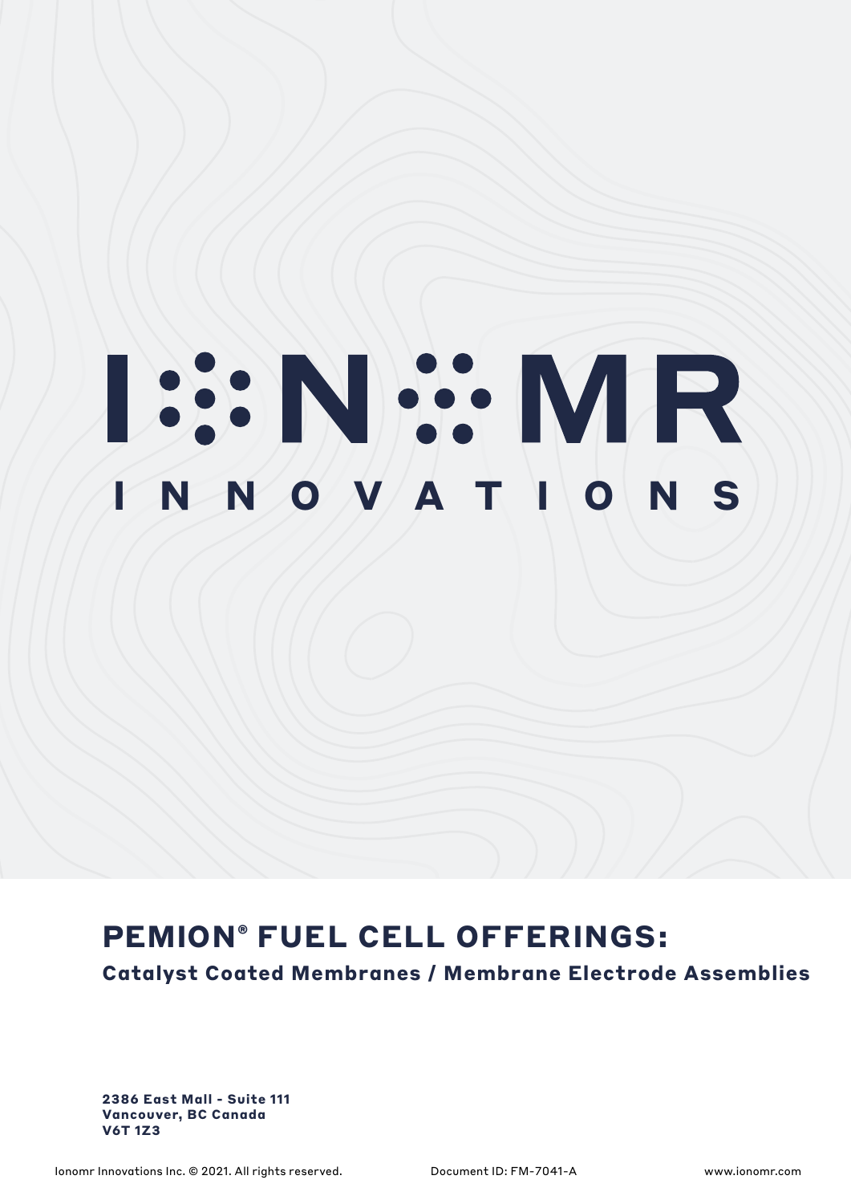# IONOMR

INNOVATIONS

## PEMION® FUEL CELL OFFERINGS:

### Catalyst Coated Membranes / Membrane Electrode Assemblies

**2386 East Mall - Suite 111**
**Vancouver, BC Canada**
**V6T 1Z3**

Ionomr Innovations Inc. © 2021. All rights reserved. Document ID: FM-7041-A www.ionomr.com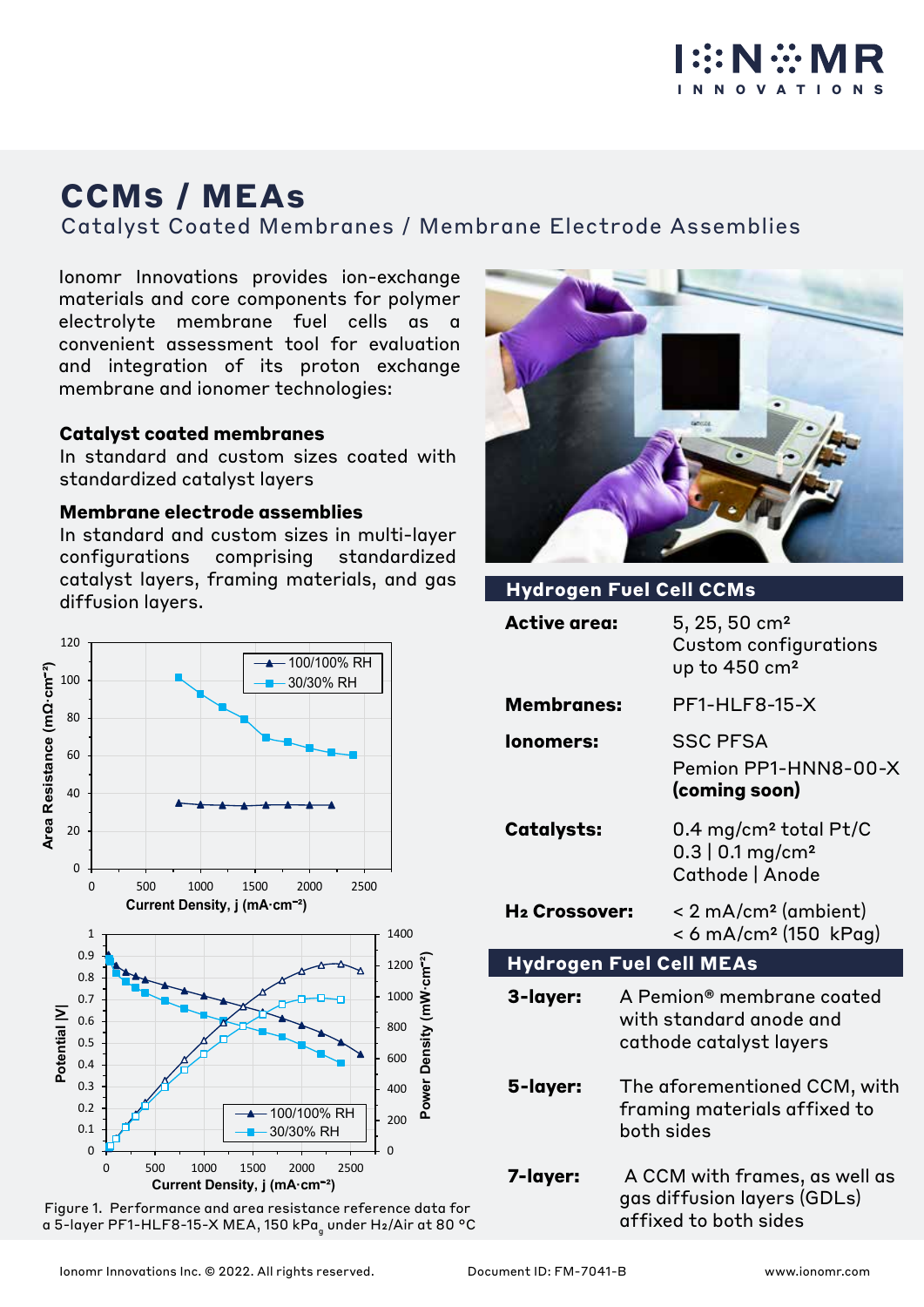# CCMs / MEAs

## Catalyst Coated Membranes / Membrane Electrode Assemblies

Ionomr Innovations provides ion-exchange materials and core components for polymer electrolyte membrane fuel cells as a convenient assessment tool for evaluation and integration of its proton exchange membrane and ionomer technologies:

**Catalyst coated membranes**
In standard and custom sizes coated with standardized catalyst layers

**Membrane electrode assemblies**
In standard and custom sizes in multi-layer configurations comprising standardized catalyst layers, framing materials, and gas diffusion layers.

Figure 1. Performance and area resistance reference data for a 5-layer PF1-HLF8-15-X MEA, 150 $kPa_g$ under $H_2$/Air at 80 °C

### Hydrogen Fuel Cell CCMs

| | |
|---|---|
| **Active area:** | 5, 25, 50 $cm^2$<br>Custom configurations up to 450 $cm^2$ |
| **Membranes:** | PF1-HLF8-15-X |
| **Ionomers:** | SSC PFSA<br>Pemion PP1-HNN8-00-X **(coming soon)** |
| **Catalysts:** | 0.4 $mg/cm^2$ total Pt/C<br>0.3 \| 0.1 $mg/cm^2$<br>Cathode \| Anode |
| **$H_2$ Crossover:** | < 2 $mA/cm^2$ (ambient)<br>< 6 $mA/cm^2$ (150 kPag) |

### Hydrogen Fuel Cell MEAs

| | |
|---|---|
| **3-layer:** | A Pemion® membrane coated with standard anode and cathode catalyst layers |
| **5-layer:** | The aforementioned CCM, with framing materials affixed to both sides |
| **7-layer:** | A CCM with frames, as well as gas diffusion layers (GDLs) affixed to both sides |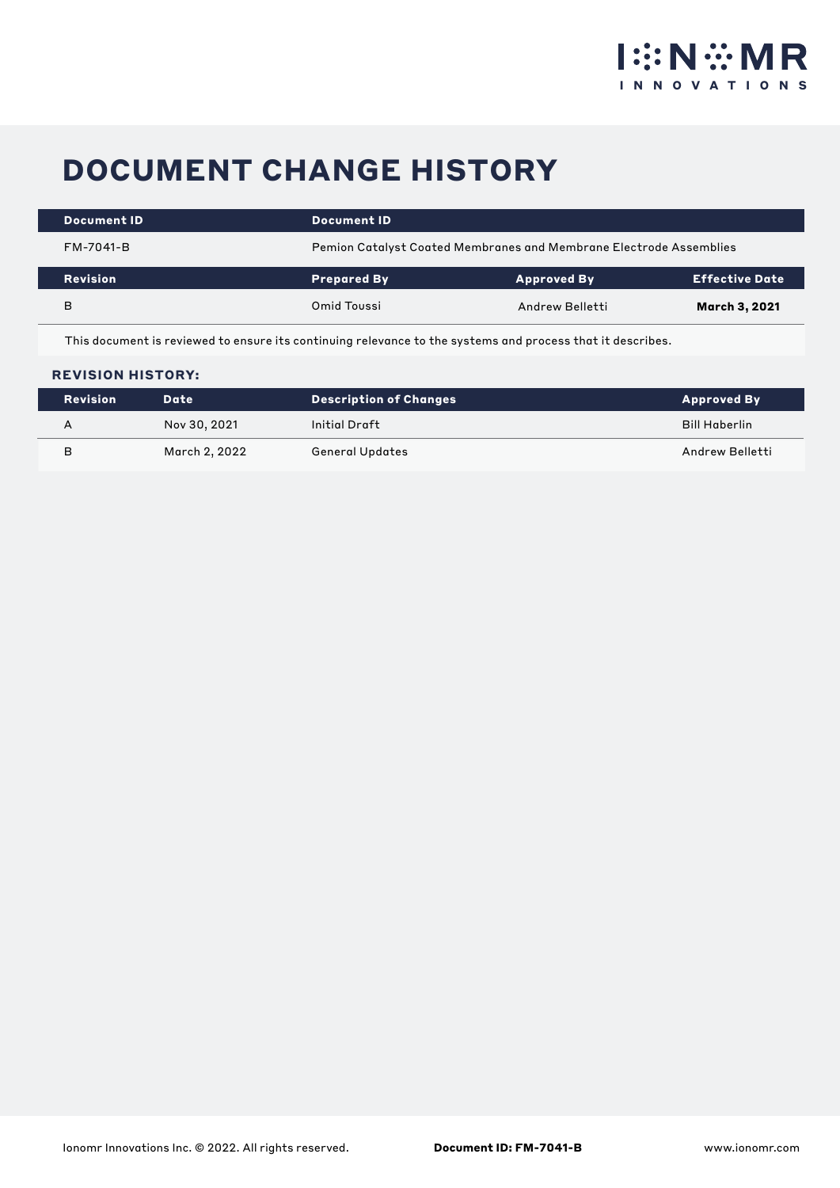# DOCUMENT CHANGE HISTORY

| Document ID | Document ID | | |
|---|---|---|---|
| FM-7041-B | Pemion Catalyst Coated Membranes and Membrane Electrode Assemblies | | |
| **Revision** | **Prepared By** | **Approved By** | **Effective Date** |
| B | Omid Toussi | Andrew Belletti | **March 3, 2021** |

This document is reviewed to ensure its continuing relevance to the systems and process that it describes.

### REVISION HISTORY:

| Revision | Date | Description of Changes | Approved By |
|---|---|---|---|
| A | Nov 30, 2021 | Initial Draft | Bill Haberlin |
| B | March 2, 2022 | General Updates | Andrew Belletti |

Ionomr Innovations Inc. © 2022. All rights reserved. **Document ID: FM-7041-B** www.ionomr.com